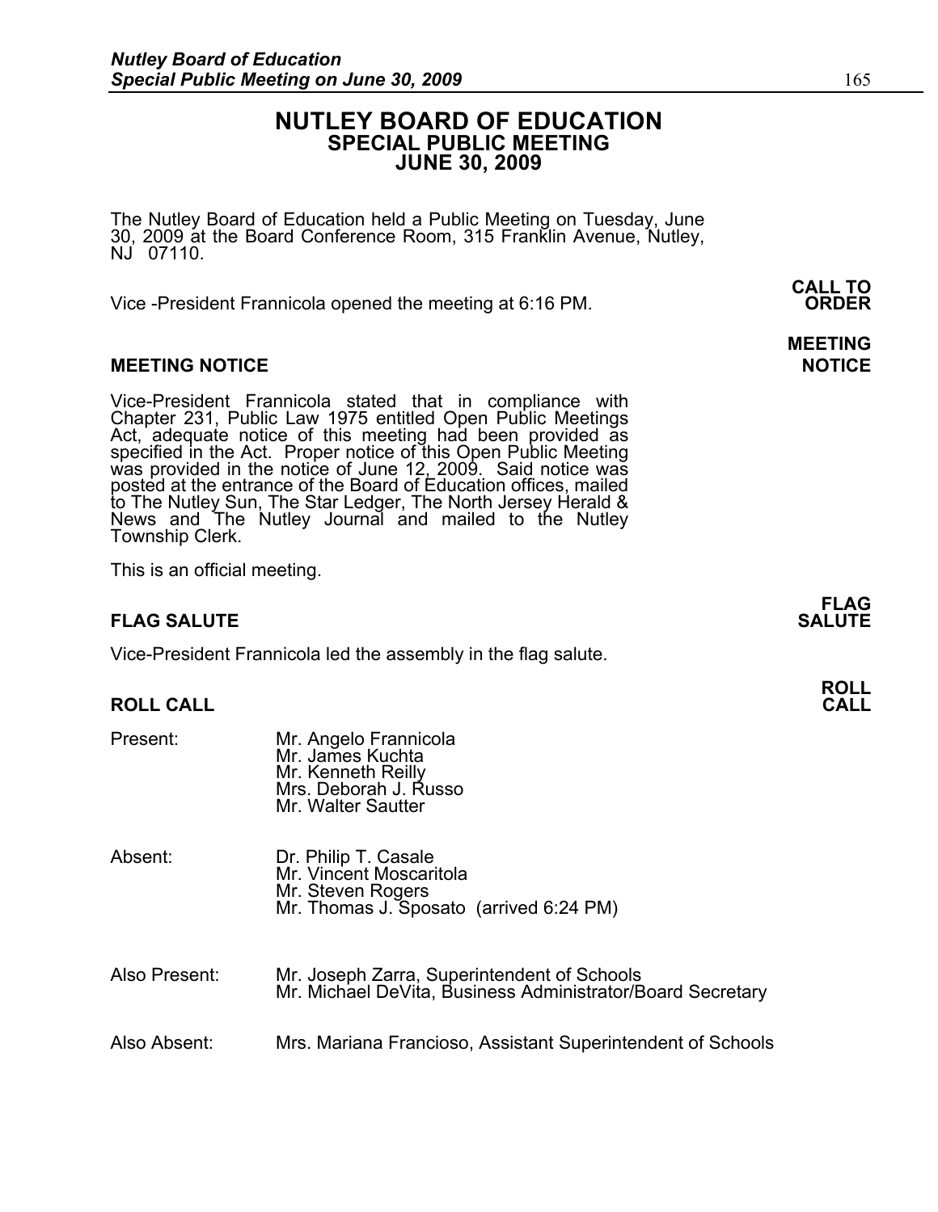# NUTLEY BOARD OF EDUCATION
## SPECIAL PUBLIC MEETING
## JUNE 30, 2009

The Nutley Board of Education held a Public Meeting on Tuesday, June 30, 2009 at the Board Conference Room, 315 Franklin Avenue, Nutley, NJ 07110.

**CALL TO ORDER**

Vice -President Frannicola opened the meeting at 6:16 PM.

### MEETING NOTICE

Vice-President Frannicola stated that in compliance with Chapter 231, Public Law 1975 entitled Open Public Meetings Act, adequate notice of this meeting had been provided as specified in the Act. Proper notice of this Open Public Meeting was provided in the notice of June 12, 2009. Said notice was posted at the entrance of the Board of Education offices, mailed to The Nutley Sun, The Star Ledger, The North Jersey Herald & News and The Nutley Journal and mailed to the Nutley Township Clerk.

This is an official meeting.

### FLAG SALUTE

Vice-President Frannicola led the assembly in the flag salute.

### ROLL CALL

| | |
|---|---|
| Present: | Mr. Angelo Frannicola<br>Mr. James Kuchta<br>Mr. Kenneth Reilly<br>Mrs. Deborah J. Russo<br>Mr. Walter Sautter |
| Absent: | Dr. Philip T. Casale<br>Mr. Vincent Moscaritola<br>Mr. Steven Rogers<br>Mr. Thomas J. Sposato (arrived 6:24 PM) |
| Also Present: | Mr. Joseph Zarra, Superintendent of Schools<br>Mr. Michael DeVita, Business Administrator/Board Secretary |
| Also Absent: | Mrs. Mariana Francioso, Assistant Superintendent of Schools |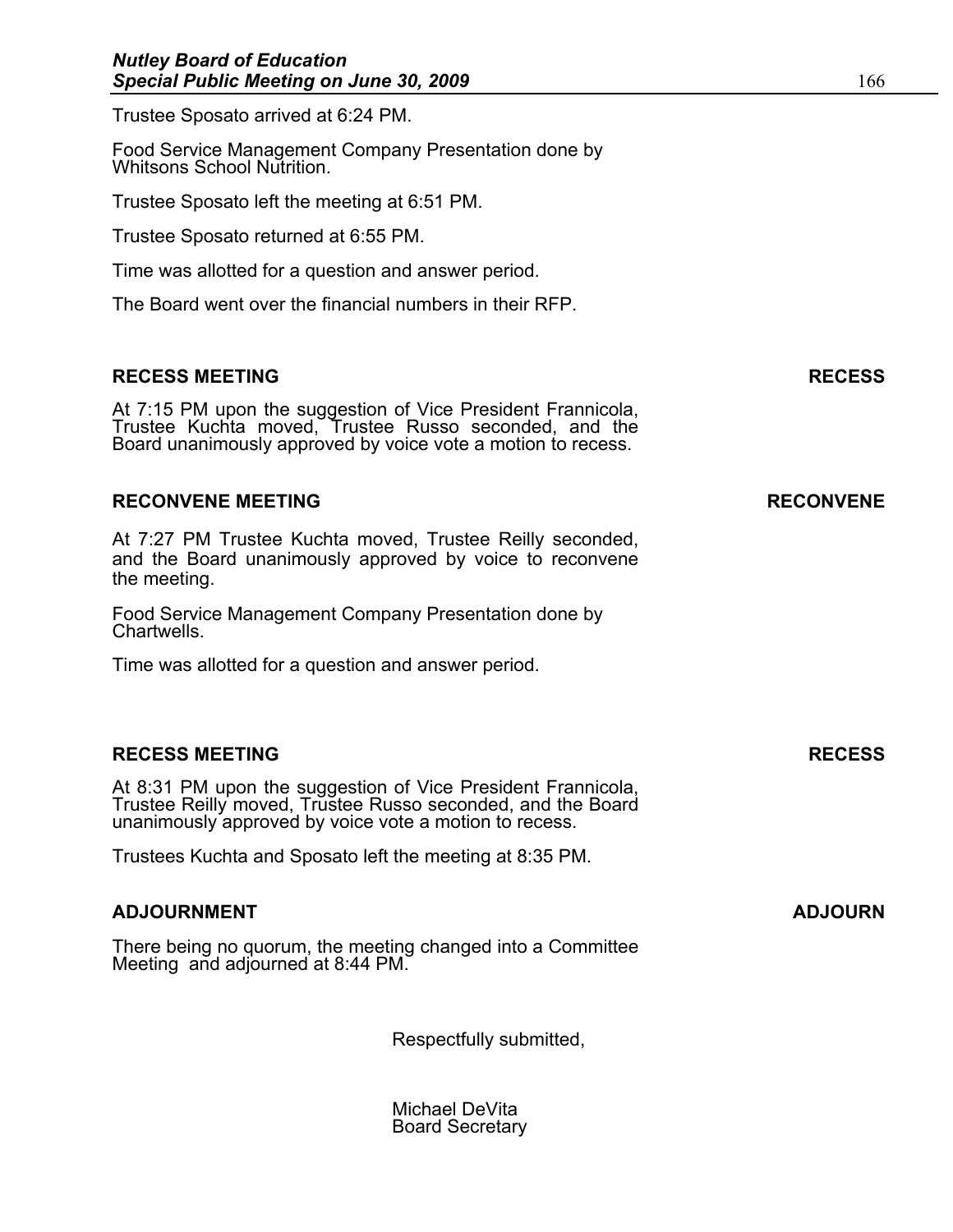Trustee Sposato arrived at 6:24 PM.

Food Service Management Company Presentation done by Whitsons School Nutrition.

Trustee Sposato left the meeting at 6:51 PM.

Trustee Sposato returned at 6:55 PM.

Time was allotted for a question and answer period.

The Board went over the financial numbers in their RFP.

**RECESS MEETING** **RECESS**

At 7:15 PM upon the suggestion of Vice President Frannicola, Trustee Kuchta moved, Trustee Russo seconded, and the Board unanimously approved by voice vote a motion to recess.

**RECONVENE MEETING** **RECONVENE**

At 7:27 PM Trustee Kuchta moved, Trustee Reilly seconded, and the Board unanimously approved by voice to reconvene the meeting.

Food Service Management Company Presentation done by Chartwells.

Time was allotted for a question and answer period.

**RECESS MEETING** **RECESS**

At 8:31 PM upon the suggestion of Vice President Frannicola, Trustee Reilly moved, Trustee Russo seconded, and the Board unanimously approved by voice vote a motion to recess.

Trustees Kuchta and Sposato left the meeting at 8:35 PM.

**ADJOURNMENT** **ADJOURN**

There being no quorum, the meeting changed into a Committee Meeting and adjourned at 8:44 PM.

Respectfully submitted,

Michael DeVita
Board Secretary